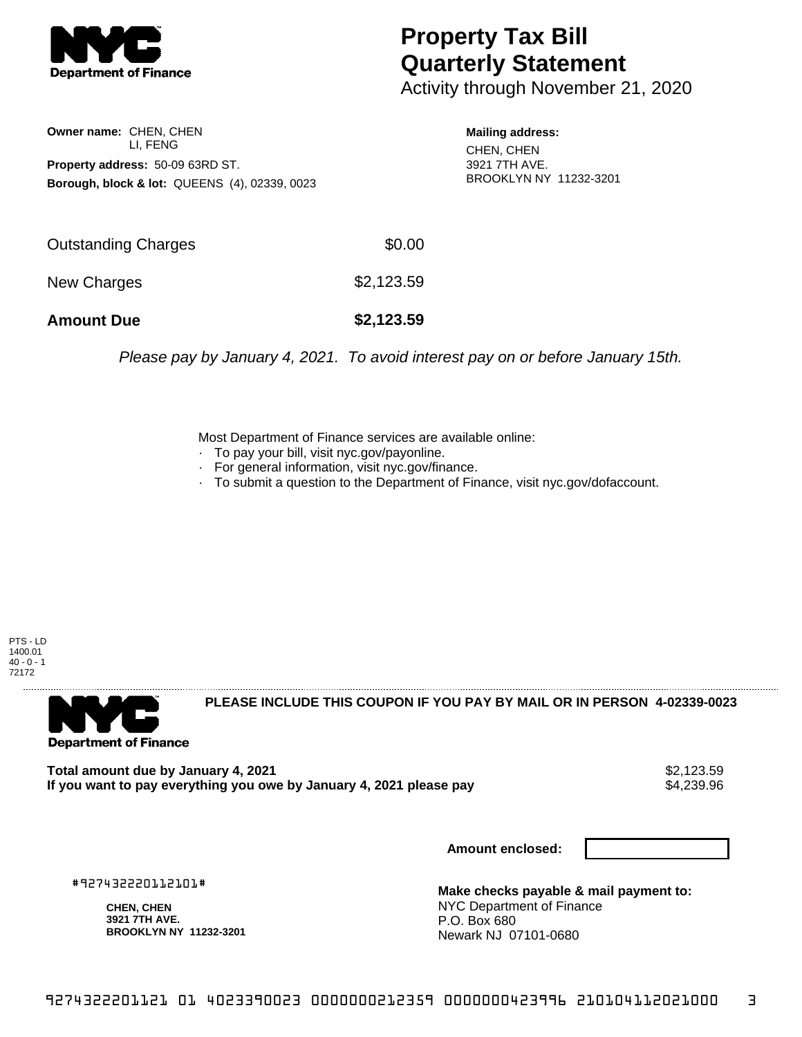# Property Tax Bill Quarterly Statement

Activity through November 21, 2020

**Owner name:** CHEN, CHEN
LI, FENG

**Property address:** 50-09 63RD ST.

**Borough, block & lot:** QUEENS (4), 02339, 0023

**Mailing address:**
CHEN, CHEN
3921 7TH AVE.
BROOKLYN NY 11232-3201

| | |
|---|---|
| Outstanding Charges | $0.00 |
| New Charges | $2,123.59 |
| **Amount Due** | **$2,123.59** |

*Please pay by January 4, 2021. To avoid interest pay on or before January 15th.*

Most Department of Finance services are available online:

- To pay your bill, visit nyc.gov/payonline.
- For general information, visit nyc.gov/finance.
- To submit a question to the Department of Finance, visit nyc.gov/dofaccount.

PTS - LD
1400.01
40 - 0 - 1
72172

**PLEASE INCLUDE THIS COUPON IF YOU PAY BY MAIL OR IN PERSON 4-02339-0023**

**Total amount due by January 4, 2021** $2,123.59

**If you want to pay everything you owe by January 4, 2021 please pay** $4,239.96

**Amount enclosed:**

#927432220112101#

**CHEN, CHEN**
**3921 7TH AVE.**
**BROOKLYN NY 11232-3201**

**Make checks payable & mail payment to:**
NYC Department of Finance
P.O. Box 680
Newark NJ 07101-0680

927432220112101 01 4023390023 0000000212359 0000000423996 210104112021000 3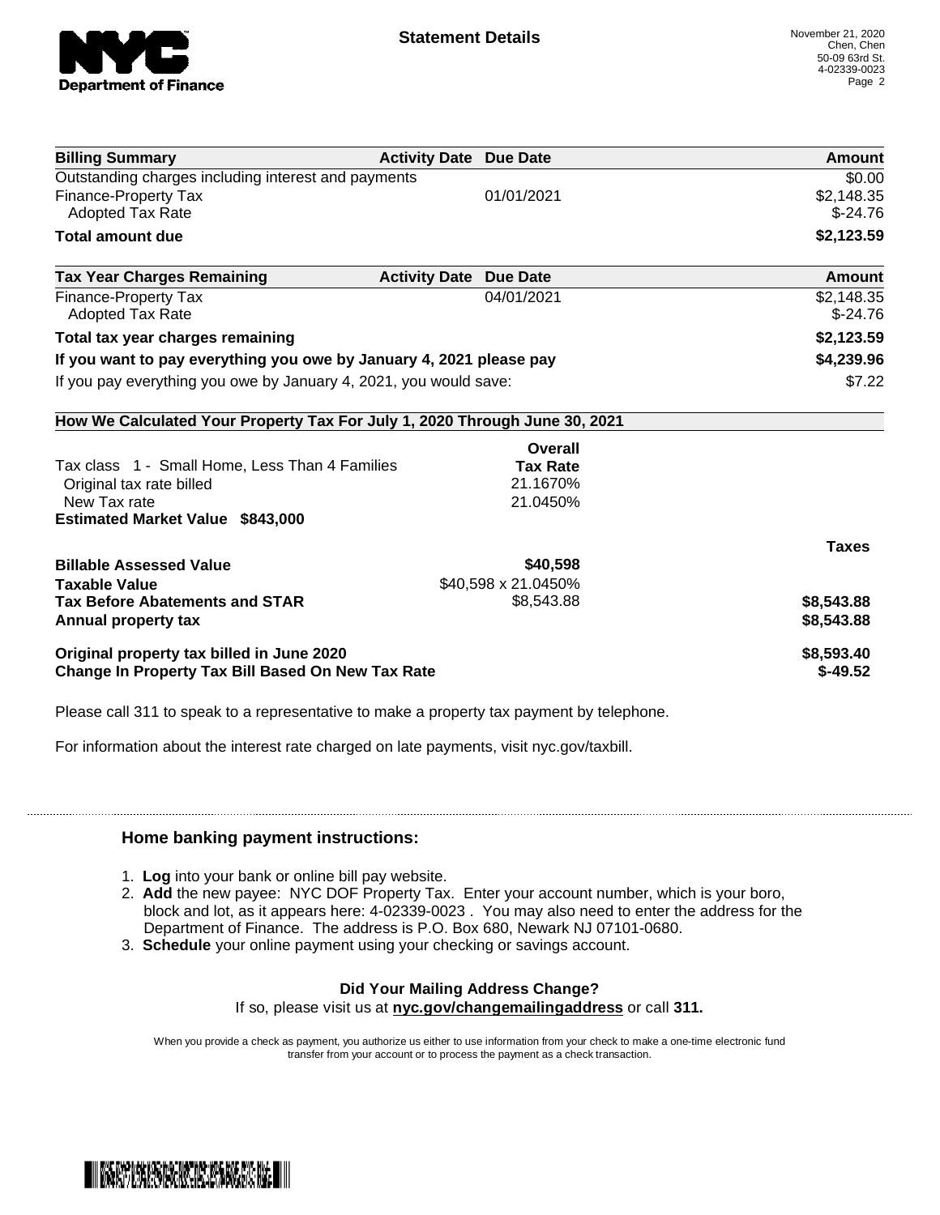**Statement Details**

November 21, 2020
Chen, Chen
50-09 63rd St.
4-02339-0023

| Billing Summary | Activity Date | Due Date | Amount |
|---|---|---|---|
| Outstanding charges including interest and payments | | | $0.00 |
| Finance-Property Tax | | 01/01/2021 | $2,148.35 |
| Adopted Tax Rate | | | $-24.76 |
| **Total amount due** | | | **$2,123.59** |

| Tax Year Charges Remaining | Activity Date | Due Date | Amount |
|---|---|---|---|
| Finance-Property Tax | | 04/01/2021 | $2,148.35 |
| Adopted Tax Rate | | | $-24.76 |
| **Total tax year charges remaining** | | | **$2,123.59** |
| **If you want to pay everything you owe by January 4, 2021 please pay** | | | **$4,239.96** |
| If you pay everything you owe by January 4, 2021, you would save: | | | $7.22 |

**How We Calculated Your Property Tax For July 1, 2020 Through June 30, 2021**

| | Overall Tax Rate | Taxes |
|---|---|---|
| Tax class 1 - Small Home, Less Than 4 Families | | |
| Original tax rate billed | 21.1670% | |
| New Tax rate | 21.0450% | |
| **Estimated Market Value $843,000** | | |
| **Billable Assessed Value** | **$40,598** | |
| **Taxable Value** | $40,598 x 21.0450% | |
| **Tax Before Abatements and STAR** | $8,543.88 | **$8,543.88** |
| **Annual property tax** | | **$8,543.88** |
| **Original property tax billed in June 2020** | | **$8,593.40** |
| **Change In Property Tax Bill Based On New Tax Rate** | | **$-49.52** |

Please call 311 to speak to a representative to make a property tax payment by telephone.

For information about the interest rate charged on late payments, visit nyc.gov/taxbill.

## Home banking payment instructions:

1. **Log** into your bank or online bill pay website.
2. **Add** the new payee: NYC DOF Property Tax. Enter your account number, which is your boro, block and lot, as it appears here: 4-02339-0023 . You may also need to enter the address for the Department of Finance. The address is P.O. Box 680, Newark NJ 07101-0680.
3. **Schedule** your online payment using your checking or savings account.

**Did Your Mailing Address Change?**
If so, please visit us at **nyc.gov/changemailingaddress** or call **311.**

When you provide a check as payment, you authorize us either to use information from your check to make a one-time electronic fund transfer from your account or to process the payment as a check transaction.